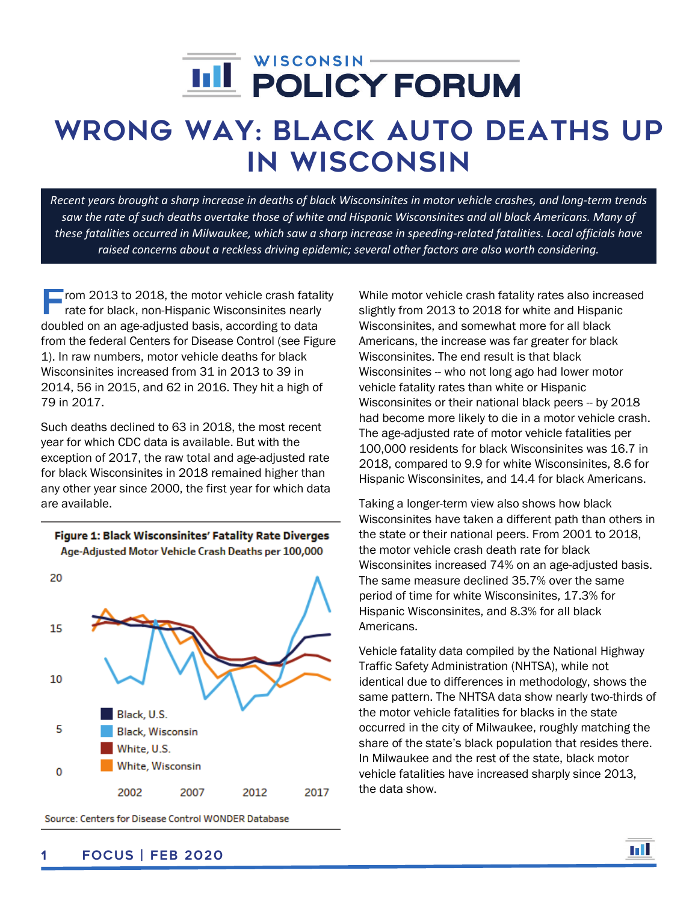# WISCONSIN POLICY FORUM

# WRONG WAY: BLACK AUTO DEATHS UP IN WISCONSIN

*Recent years brought a sharp increase in deaths of black Wisconsinites in motor vehicle crashes, and long-term trends saw the rate of such deaths overtake those of white and Hispanic Wisconsinites and all black Americans. Many of these fatalities occurred in Milwaukee, which saw a sharp increase in speeding-related fatalities. Local officials have raised concerns about a reckless driving epidemic; several other factors are also worth considering.*

From 2013 to 2018, the motor vehicle crash fatality rate for black, non-Hispanic Wisconsinites nearly doubled on an age-adjusted basis, according to data from the federal Centers for Disease Control (see Figure 1). In raw numbers, motor vehicle deaths for black Wisconsinites increased from 31 in 2013 to 39 in 2014, 56 in 2015, and 62 in 2016. They hit a high of 79 in 2017.

Such deaths declined to 63 in 2018, the most recent year for which CDC data is available. But with the exception of 2017, the raw total and age-adjusted rate for black Wisconsinites in 2018 remained higher than any other year since 2000, the first year for which data are available.

**Figure 1: Black Wisconsinites' Fatality Rate Diverges**
Age-Adjusted Motor Vehicle Crash Deaths per 100,000

Source: Centers for Disease Control WONDER Database

While motor vehicle crash fatality rates also increased slightly from 2013 to 2018 for white and Hispanic Wisconsinites, and somewhat more for all black Americans, the increase was far greater for black Wisconsinites. The end result is that black Wisconsinites -- who not long ago had lower motor vehicle fatality rates than white or Hispanic Wisconsinites or their national black peers -- by 2018 had become more likely to die in a motor vehicle crash. The age-adjusted rate of motor vehicle fatalities per 100,000 residents for black Wisconsinites was 16.7 in 2018, compared to 9.9 for white Wisconsinites, 8.6 for Hispanic Wisconsinites, and 14.4 for black Americans.

Taking a longer-term view also shows how black Wisconsinites have taken a different path than others in the state or their national peers. From 2001 to 2018, the motor vehicle crash death rate for black Wisconsinites increased 74% on an age-adjusted basis. The same measure declined 35.7% over the same period of time for white Wisconsinites, 17.3% for Hispanic Wisconsinites, and 8.3% for all black Americans.

Vehicle fatality data compiled by the National Highway Traffic Safety Administration (NHTSA), while not identical due to differences in methodology, shows the same pattern. The NHTSA data show nearly two-thirds of the motor vehicle fatalities for blacks in the state occurred in the city of Milwaukee, roughly matching the share of the state's black population that resides there. In Milwaukee and the rest of the state, black motor vehicle fatalities have increased sharply since 2013, the data show.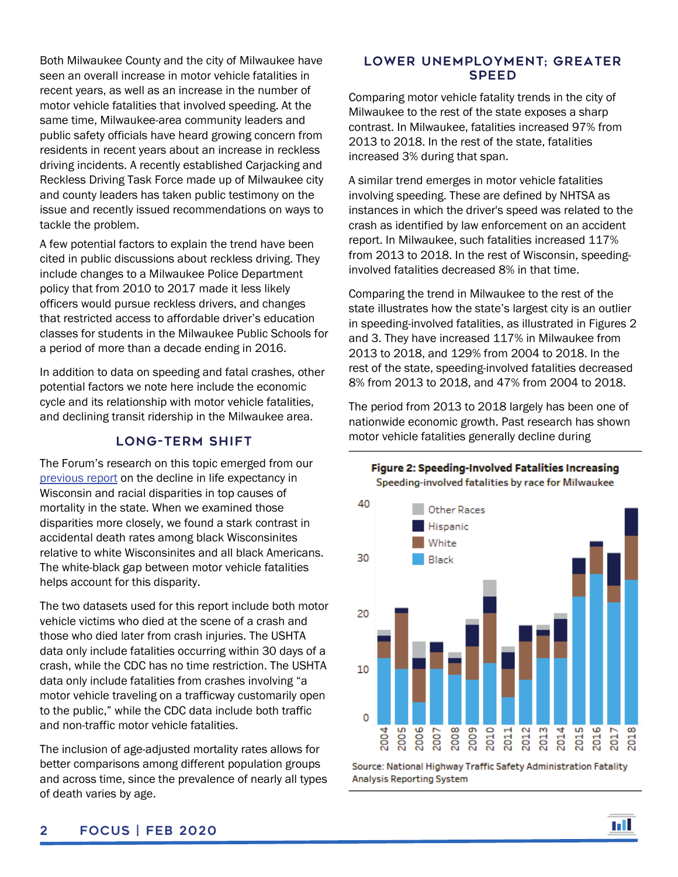Both Milwaukee County and the city of Milwaukee have seen an overall increase in motor vehicle fatalities in recent years, as well as an increase in the number of motor vehicle fatalities that involved speeding. At the same time, Milwaukee-area community leaders and public safety officials have heard growing concern from residents in recent years about an increase in reckless driving incidents. A recently established Carjacking and Reckless Driving Task Force made up of Milwaukee city and county leaders has taken public testimony on the issue and recently issued recommendations on ways to tackle the problem.

A few potential factors to explain the trend have been cited in public discussions about reckless driving. They include changes to a Milwaukee Police Department policy that from 2010 to 2017 made it less likely officers would pursue reckless drivers, and changes that restricted access to affordable driver's education classes for students in the Milwaukee Public Schools for a period of more than a decade ending in 2016.

In addition to data on speeding and fatal crashes, other potential factors we note here include the economic cycle and its relationship with motor vehicle fatalities, and declining transit ridership in the Milwaukee area.

## LONG-TERM SHIFT

The Forum's research on this topic emerged from our previous report on the decline in life expectancy in Wisconsin and racial disparities in top causes of mortality in the state. When we examined those disparities more closely, we found a stark contrast in accidental death rates among black Wisconsinites relative to white Wisconsinites and all black Americans. The white-black gap between motor vehicle fatalities helps account for this disparity.

The two datasets used for this report include both motor vehicle victims who died at the scene of a crash and those who died later from crash injuries. The USHTA data only include fatalities occurring within 30 days of a crash, while the CDC has no time restriction. The USHTA data only include fatalities from crashes involving "a motor vehicle traveling on a trafficway customarily open to the public," while the CDC data include both traffic and non-traffic motor vehicle fatalities.

The inclusion of age-adjusted mortality rates allows for better comparisons among different population groups and across time, since the prevalence of nearly all types of death varies by age.

## LOWER UNEMPLOYMENT; GREATER SPEED

Comparing motor vehicle fatality trends in the city of Milwaukee to the rest of the state exposes a sharp contrast. In Milwaukee, fatalities increased 97% from 2013 to 2018. In the rest of the state, fatalities increased 3% during that span.

A similar trend emerges in motor vehicle fatalities involving speeding. These are defined by NHTSA as instances in which the driver's speed was related to the crash as identified by law enforcement on an accident report. In Milwaukee, such fatalities increased 117% from 2013 to 2018. In the rest of Wisconsin, speeding-involved fatalities decreased 8% in that time.

Comparing the trend in Milwaukee to the rest of the state illustrates how the state's largest city is an outlier in speeding-involved fatalities, as illustrated in Figures 2 and 3. They have increased 117% in Milwaukee from 2013 to 2018, and 129% from 2004 to 2018. In the rest of the state, speeding-involved fatalities decreased 8% from 2013 to 2018, and 47% from 2004 to 2018.

The period from 2013 to 2018 largely has been one of nationwide economic growth. Past research has shown motor vehicle fatalities generally decline during

**Figure 2: Speeding-Involved Fatalities Increasing**
Speeding-involved fatalities by race for Milwaukee

Source: National Highway Traffic Safety Administration Fatality Analysis Reporting System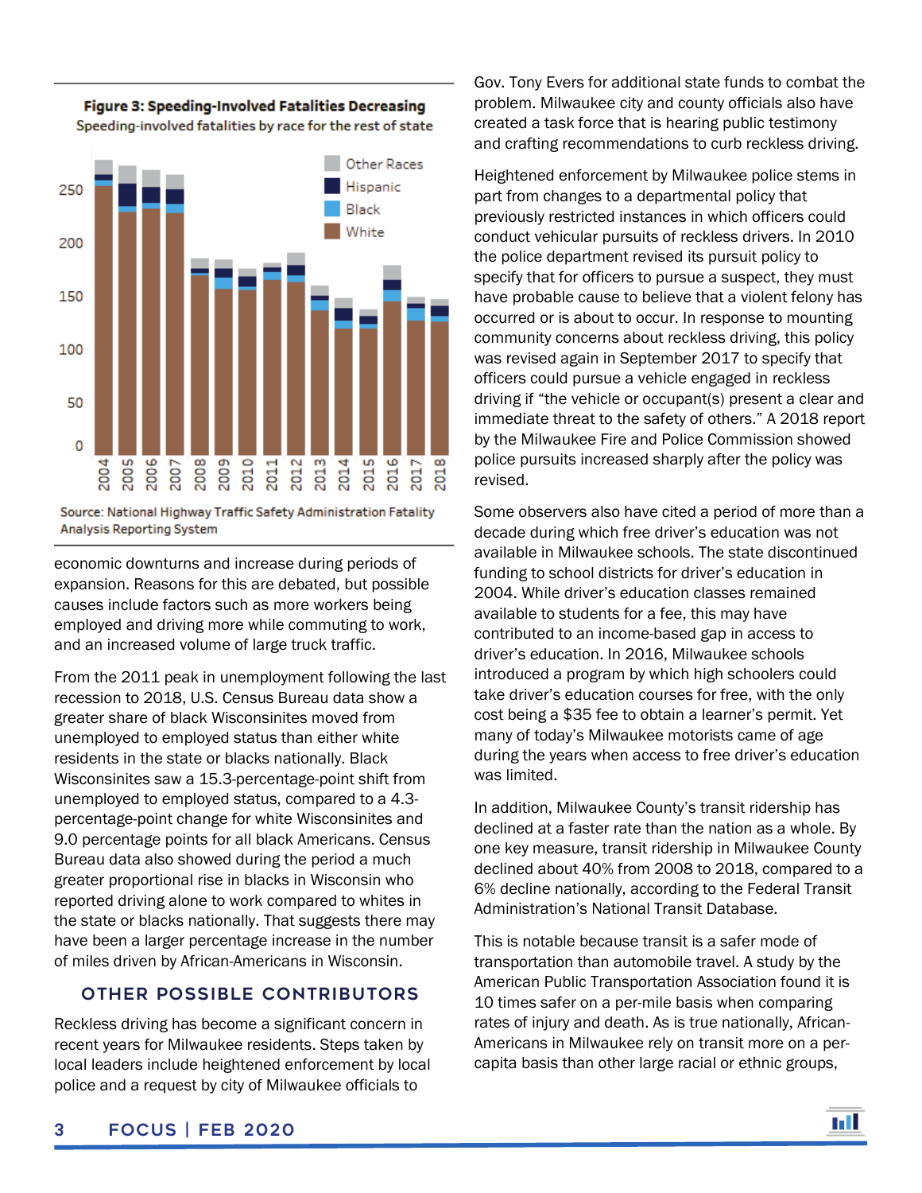**Figure 3: Speeding-Involved Fatalities Decreasing**
Speeding-involved fatalities by race for the rest of state

Source: National Highway Traffic Safety Administration Fatality Analysis Reporting System

economic downturns and increase during periods of expansion. Reasons for this are debated, but possible causes include factors such as more workers being employed and driving more while commuting to work, and an increased volume of large truck traffic.

From the 2011 peak in unemployment following the last recession to 2018, U.S. Census Bureau data show a greater share of black Wisconsinites moved from unemployed to employed status than either white residents in the state or blacks nationally. Black Wisconsinites saw a 15.3-percentage-point shift from unemployed to employed status, compared to a 4.3-percentage-point change for white Wisconsinites and 9.0 percentage points for all black Americans. Census Bureau data also showed during the period a much greater proportional rise in blacks in Wisconsin who reported driving alone to work compared to whites in the state or blacks nationally. That suggests there may have been a larger percentage increase in the number of miles driven by African-Americans in Wisconsin.

## OTHER POSSIBLE CONTRIBUTORS

Reckless driving has become a significant concern in recent years for Milwaukee residents. Steps taken by local leaders include heightened enforcement by local police and a request by city of Milwaukee officials to Gov. Tony Evers for additional state funds to combat the problem. Milwaukee city and county officials also have created a task force that is hearing public testimony and crafting recommendations to curb reckless driving.

Heightened enforcement by Milwaukee police stems in part from changes to a departmental policy that previously restricted instances in which officers could conduct vehicular pursuits of reckless drivers. In 2010 the police department revised its pursuit policy to specify that for officers to pursue a suspect, they must have probable cause to believe that a violent felony has occurred or is about to occur. In response to mounting community concerns about reckless driving, this policy was revised again in September 2017 to specify that officers could pursue a vehicle engaged in reckless driving if "the vehicle or occupant(s) present a clear and immediate threat to the safety of others." A 2018 report by the Milwaukee Fire and Police Commission showed police pursuits increased sharply after the policy was revised.

Some observers also have cited a period of more than a decade during which free driver's education was not available in Milwaukee schools. The state discontinued funding to school districts for driver's education in 2004. While driver's education classes remained available to students for a fee, this may have contributed to an income-based gap in access to driver's education. In 2016, Milwaukee schools introduced a program by which high schoolers could take driver's education courses for free, with the only cost being a $35 fee to obtain a learner's permit. Yet many of today's Milwaukee motorists came of age during the years when access to free driver's education was limited.

In addition, Milwaukee County's transit ridership has declined at a faster rate than the nation as a whole. By one key measure, transit ridership in Milwaukee County declined about 40% from 2008 to 2018, compared to a 6% decline nationally, according to the Federal Transit Administration's National Transit Database.

This is notable because transit is a safer mode of transportation than automobile travel. A study by the American Public Transportation Association found it is 10 times safer on a per-mile basis when comparing rates of injury and death. As is true nationally, African-Americans in Milwaukee rely on transit more on a per-capita basis than other large racial or ethnic groups,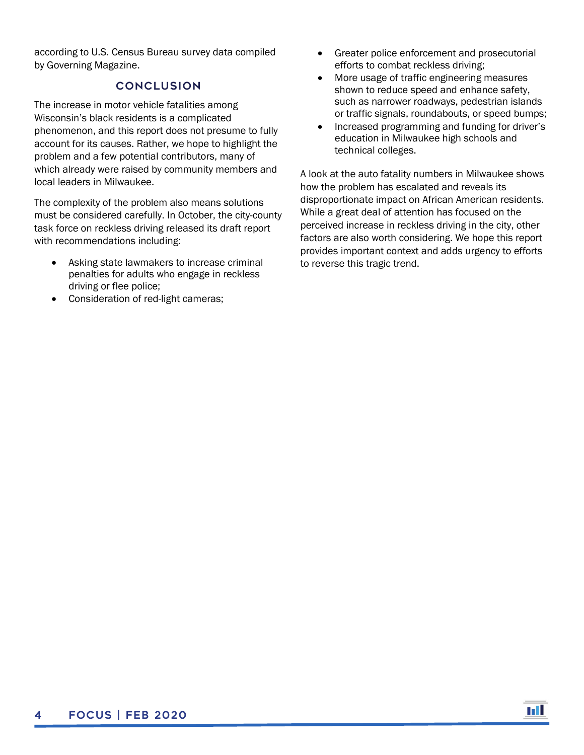according to U.S. Census Bureau survey data compiled by Governing Magazine.

## CONCLUSION

The increase in motor vehicle fatalities among Wisconsin's black residents is a complicated phenomenon, and this report does not presume to fully account for its causes. Rather, we hope to highlight the problem and a few potential contributors, many of which already were raised by community members and local leaders in Milwaukee.

The complexity of the problem also means solutions must be considered carefully. In October, the city-county task force on reckless driving released its draft report with recommendations including:

- Asking state lawmakers to increase criminal penalties for adults who engage in reckless driving or flee police;
- Consideration of red-light cameras;
- Greater police enforcement and prosecutorial efforts to combat reckless driving;
- More usage of traffic engineering measures shown to reduce speed and enhance safety, such as narrower roadways, pedestrian islands or traffic signals, roundabouts, or speed bumps;
- Increased programming and funding for driver's education in Milwaukee high schools and technical colleges.

A look at the auto fatality numbers in Milwaukee shows how the problem has escalated and reveals its disproportionate impact on African American residents. While a great deal of attention has focused on the perceived increase in reckless driving in the city, other factors are also worth considering. We hope this report provides important context and adds urgency to efforts to reverse this tragic trend.